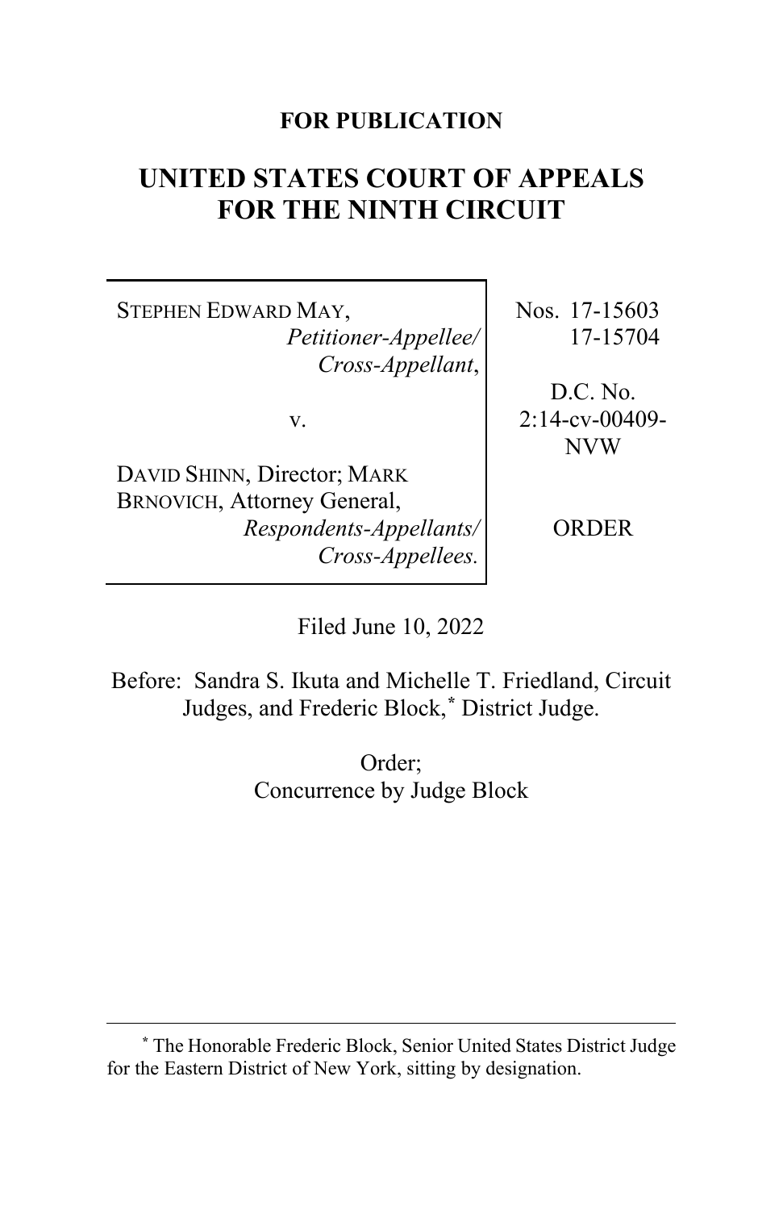**FOR PUBLICATION**

# UNITED STATES COURT OF APPEALS FOR THE NINTH CIRCUIT

| | |
|---|---|
| STEPHEN EDWARD MAY, *Petitioner-Appellee/ Cross-Appellant*, | Nos. 17-15603 17-15704 |
| v. | D.C. No. 2:14-cv-00409-NVW |
| DAVID SHINN, Director; MARK BRNOVICH, Attorney General, *Respondents-Appellants/ Cross-Appellees.* | ORDER |

Filed June 10, 2022

Before: Sandra S. Ikuta and Michelle T. Friedland, Circuit Judges, and Frederic Block,* District Judge.

Order;
Concurrence by Judge Block

---

* The Honorable Frederic Block, Senior United States District Judge for the Eastern District of New York, sitting by designation.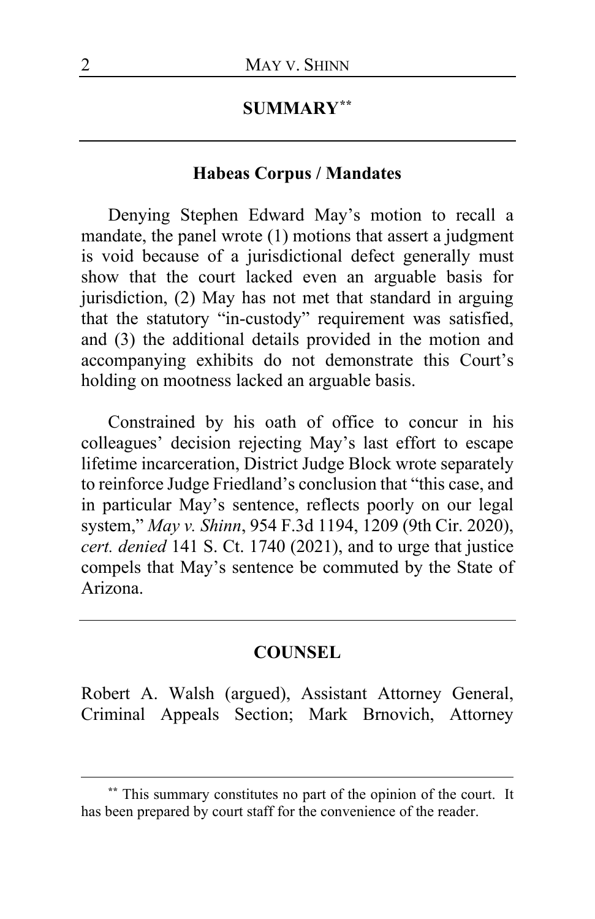## SUMMARY[**]

### Habeas Corpus / Mandates

Denying Stephen Edward May's motion to recall a mandate, the panel wrote (1) motions that assert a judgment is void because of a jurisdictional defect generally must show that the court lacked even an arguable basis for jurisdiction, (2) May has not met that standard in arguing that the statutory "in-custody" requirement was satisfied, and (3) the additional details provided in the motion and accompanying exhibits do not demonstrate this Court's holding on mootness lacked an arguable basis.

Constrained by his oath of office to concur in his colleagues' decision rejecting May's last effort to escape lifetime incarceration, District Judge Block wrote separately to reinforce Judge Friedland's conclusion that "this case, and in particular May's sentence, reflects poorly on our legal system," *May v. Shinn*, 954 F.3d 1194, 1209 (9th Cir. 2020), *cert. denied* 141 S. Ct. 1740 (2021), and to urge that justice compels that May's sentence be commuted by the State of Arizona.

## COUNSEL

Robert A. Walsh (argued), Assistant Attorney General, Criminal Appeals Section; Mark Brnovich, Attorney

[**] This summary constitutes no part of the opinion of the court. It has been prepared by court staff for the convenience of the reader.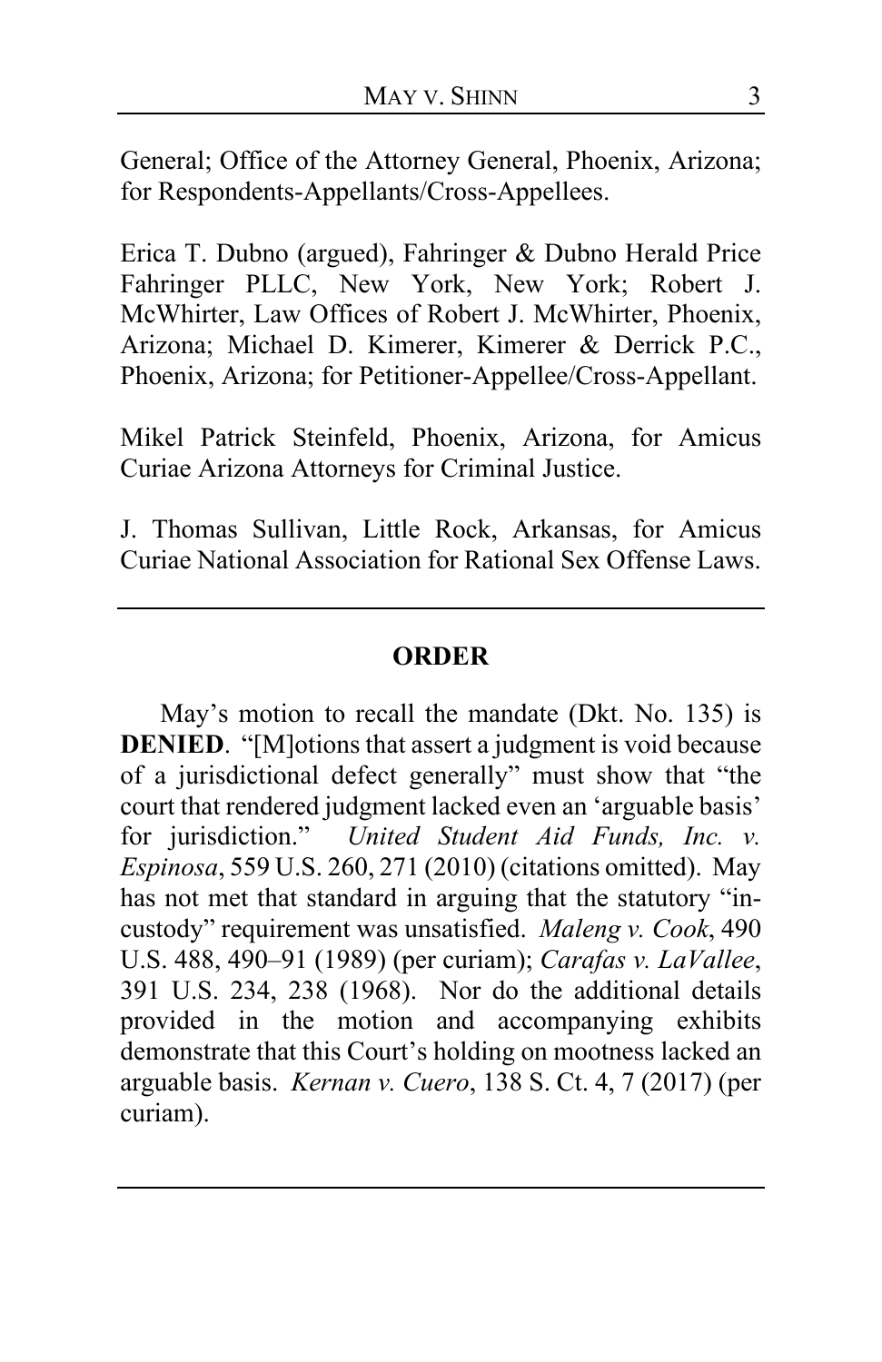General; Office of the Attorney General, Phoenix, Arizona; for Respondents-Appellants/Cross-Appellees.

Erica T. Dubno (argued), Fahringer & Dubno Herald Price Fahringer PLLC, New York, New York; Robert J. McWhirter, Law Offices of Robert J. McWhirter, Phoenix, Arizona; Michael D. Kimerer, Kimerer & Derrick P.C., Phoenix, Arizona; for Petitioner-Appellee/Cross-Appellant.

Mikel Patrick Steinfeld, Phoenix, Arizona, for Amicus Curiae Arizona Attorneys for Criminal Justice.

J. Thomas Sullivan, Little Rock, Arkansas, for Amicus Curiae National Association for Rational Sex Offense Laws.

---

## ORDER

May's motion to recall the mandate (Dkt. No. 135) is **DENIED**. "[M]otions that assert a judgment is void because of a jurisdictional defect generally" must show that "the court that rendered judgment lacked even an 'arguable basis' for jurisdiction." *United Student Aid Funds, Inc. v. Espinosa*, 559 U.S. 260, 271 (2010) (citations omitted). May has not met that standard in arguing that the statutory "in-custody" requirement was unsatisfied. *Maleng v. Cook*, 490 U.S. 488, 490–91 (1989) (per curiam); *Carafas v. LaVallee*, 391 U.S. 234, 238 (1968). Nor do the additional details provided in the motion and accompanying exhibits demonstrate that this Court's holding on mootness lacked an arguable basis. *Kernan v. Cuero*, 138 S. Ct. 4, 7 (2017) (per curiam).

---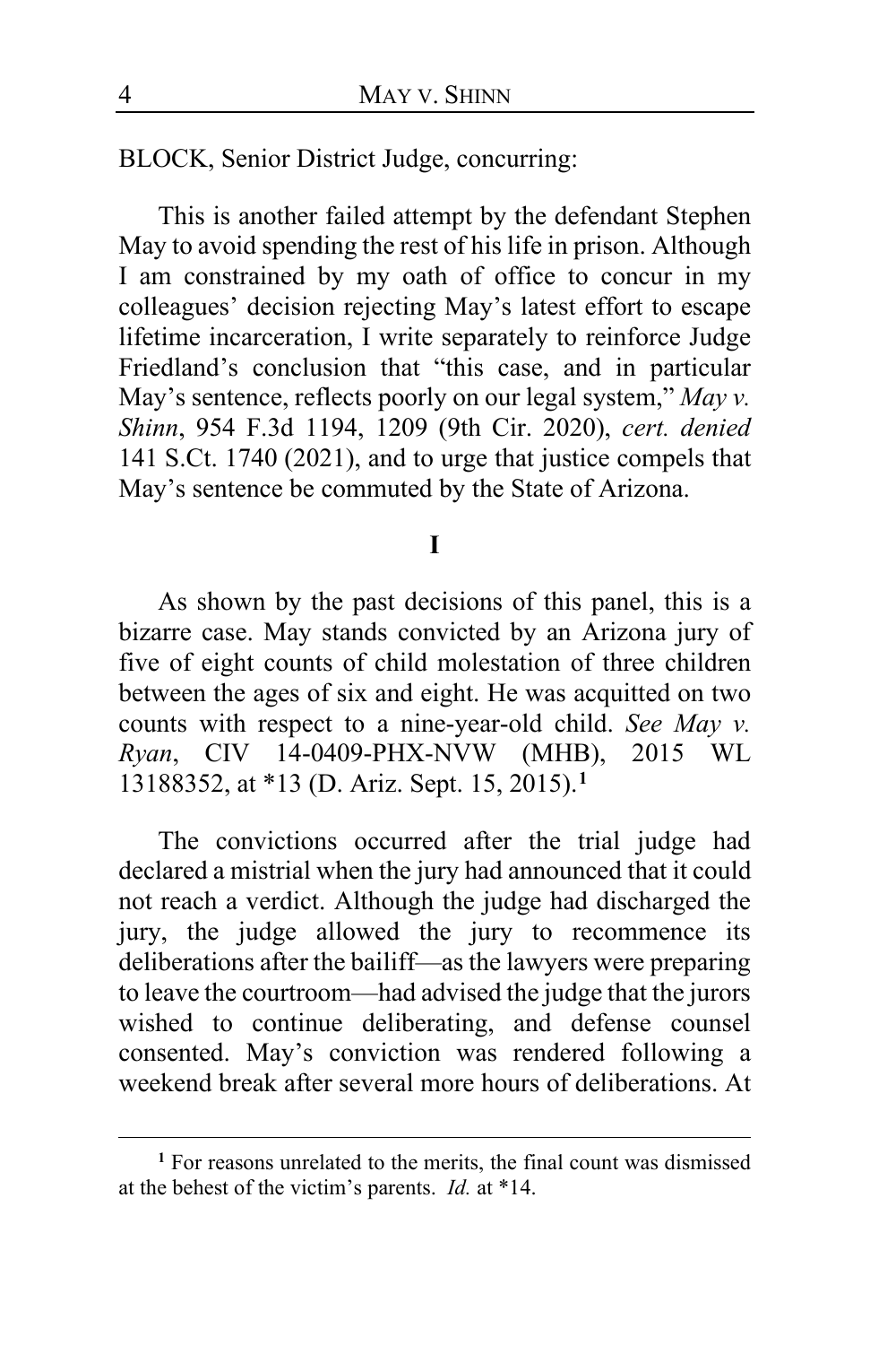BLOCK, Senior District Judge, concurring:

This is another failed attempt by the defendant Stephen May to avoid spending the rest of his life in prison. Although I am constrained by my oath of office to concur in my colleagues' decision rejecting May's latest effort to escape lifetime incarceration, I write separately to reinforce Judge Friedland's conclusion that "this case, and in particular May's sentence, reflects poorly on our legal system," *May v. Shinn*, 954 F.3d 1194, 1209 (9th Cir. 2020), *cert. denied* 141 S.Ct. 1740 (2021), and to urge that justice compels that May's sentence be commuted by the State of Arizona.

**I**

As shown by the past decisions of this panel, this is a bizarre case. May stands convicted by an Arizona jury of five of eight counts of child molestation of three children between the ages of six and eight. He was acquitted on two counts with respect to a nine-year-old child. *See May v. Ryan*, CIV 14-0409-PHX-NVW (MHB), 2015 WL 13188352, at *13 (D. Ariz. Sept. 15, 2015).[1]

The convictions occurred after the trial judge had declared a mistrial when the jury had announced that it could not reach a verdict. Although the judge had discharged the jury, the judge allowed the jury to recommence its deliberations after the bailiff—as the lawyers were preparing to leave the courtroom—had advised the judge that the jurors wished to continue deliberating, and defense counsel consented. May's conviction was rendered following a weekend break after several more hours of deliberations. At

[1] For reasons unrelated to the merits, the final count was dismissed at the behest of the victim's parents. *Id.* at *14.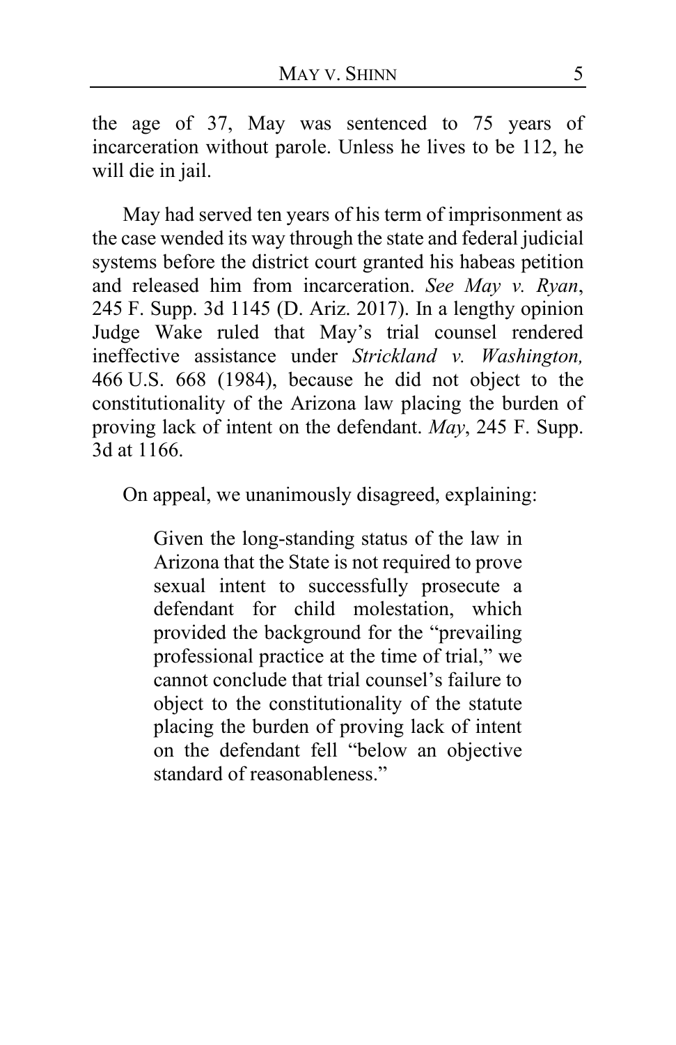the age of 37, May was sentenced to 75 years of incarceration without parole. Unless he lives to be 112, he will die in jail.

May had served ten years of his term of imprisonment as the case wended its way through the state and federal judicial systems before the district court granted his habeas petition and released him from incarceration. *See May v. Ryan*, 245 F. Supp. 3d 1145 (D. Ariz. 2017). In a lengthy opinion Judge Wake ruled that May's trial counsel rendered ineffective assistance under *Strickland v. Washington,* 466 U.S. 668 (1984), because he did not object to the constitutionality of the Arizona law placing the burden of proving lack of intent on the defendant. *May*, 245 F. Supp. 3d at 1166.

On appeal, we unanimously disagreed, explaining:

> Given the long-standing status of the law in Arizona that the State is not required to prove sexual intent to successfully prosecute a defendant for child molestation, which provided the background for the "prevailing professional practice at the time of trial," we cannot conclude that trial counsel's failure to object to the constitutionality of the statute placing the burden of proving lack of intent on the defendant fell "below an objective standard of reasonableness."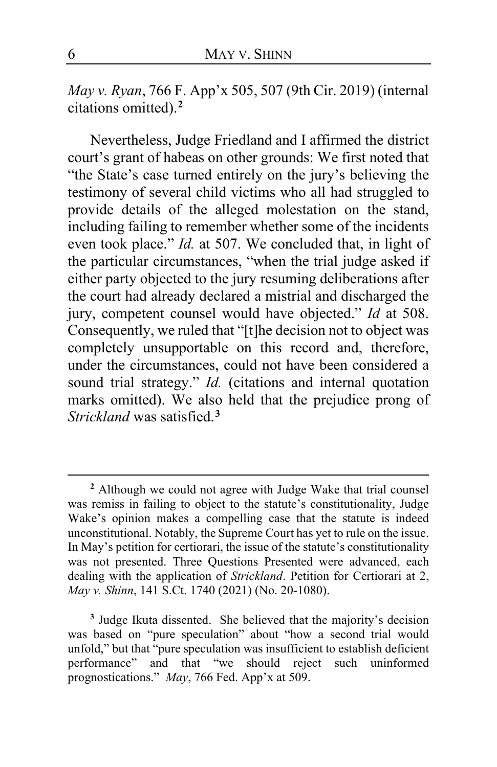*May v. Ryan*, 766 F. App'x 505, 507 (9th Cir. 2019) (internal citations omitted).[2]

Nevertheless, Judge Friedland and I affirmed the district court's grant of habeas on other grounds: We first noted that "the State's case turned entirely on the jury's believing the testimony of several child victims who all had struggled to provide details of the alleged molestation on the stand, including failing to remember whether some of the incidents even took place." *Id.* at 507. We concluded that, in light of the particular circumstances, "when the trial judge asked if either party objected to the jury resuming deliberations after the court had already declared a mistrial and discharged the jury, competent counsel would have objected." *Id* at 508. Consequently, we ruled that "[t]he decision not to object was completely unsupportable on this record and, therefore, under the circumstances, could not have been considered a sound trial strategy." *Id.* (citations and internal quotation marks omitted). We also held that the prejudice prong of *Strickland* was satisfied.[3]

---

[2] Although we could not agree with Judge Wake that trial counsel was remiss in failing to object to the statute's constitutionality, Judge Wake's opinion makes a compelling case that the statute is indeed unconstitutional. Notably, the Supreme Court has yet to rule on the issue. In May's petition for certiorari, the issue of the statute's constitutionality was not presented. Three Questions Presented were advanced, each dealing with the application of *Strickland*. Petition for Certiorari at 2, *May v. Shinn*, 141 S.Ct. 1740 (2021) (No. 20-1080).

[3] Judge Ikuta dissented. She believed that the majority's decision was based on "pure speculation" about "how a second trial would unfold," but that "pure speculation was insufficient to establish deficient performance" and that "we should reject such uninformed prognostications." *May*, 766 Fed. App'x at 509.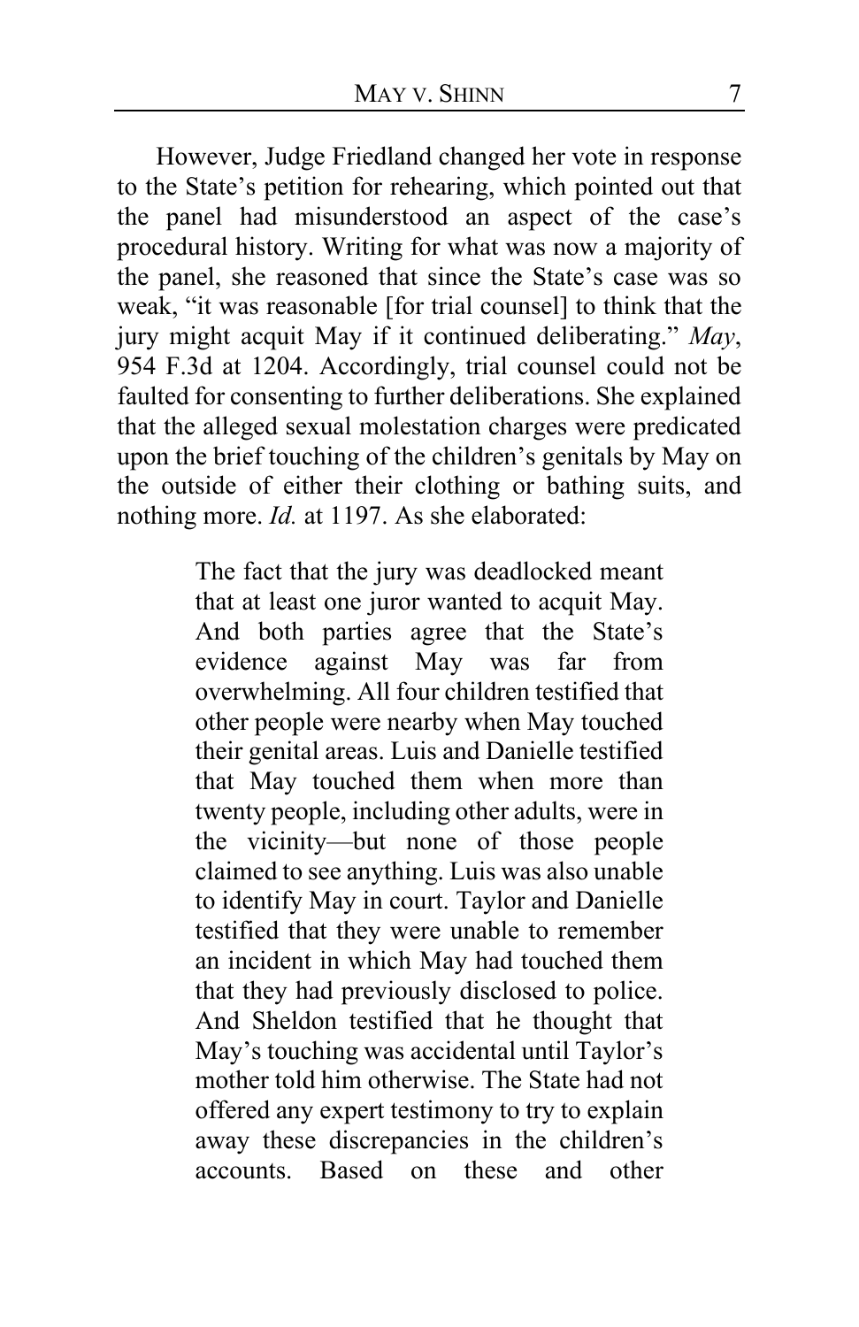However, Judge Friedland changed her vote in response to the State's petition for rehearing, which pointed out that the panel had misunderstood an aspect of the case's procedural history. Writing for what was now a majority of the panel, she reasoned that since the State's case was so weak, "it was reasonable [for trial counsel] to think that the jury might acquit May if it continued deliberating." *May*, 954 F.3d at 1204. Accordingly, trial counsel could not be faulted for consenting to further deliberations. She explained that the alleged sexual molestation charges were predicated upon the brief touching of the children's genitals by May on the outside of either their clothing or bathing suits, and nothing more. *Id.* at 1197. As she elaborated:

> The fact that the jury was deadlocked meant that at least one juror wanted to acquit May. And both parties agree that the State's evidence against May was far from overwhelming. All four children testified that other people were nearby when May touched their genital areas. Luis and Danielle testified that May touched them when more than twenty people, including other adults, were in the vicinity—but none of those people claimed to see anything. Luis was also unable to identify May in court. Taylor and Danielle testified that they were unable to remember an incident in which May had touched them that they had previously disclosed to police. And Sheldon testified that he thought that May's touching was accidental until Taylor's mother told him otherwise. The State had not offered any expert testimony to try to explain away these discrepancies in the children's accounts. Based on these and other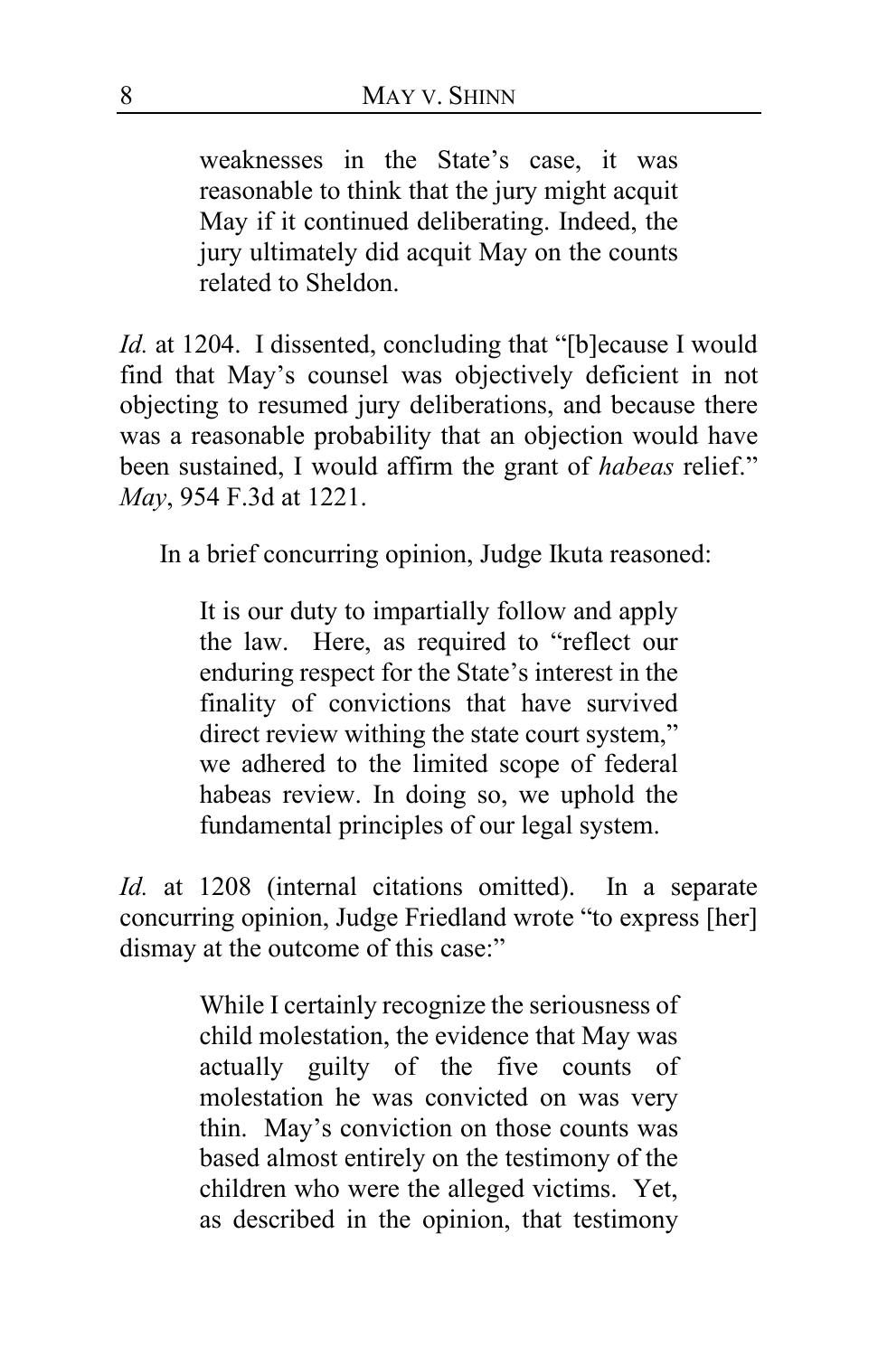> weaknesses in the State's case, it was reasonable to think that the jury might acquit May if it continued deliberating. Indeed, the jury ultimately did acquit May on the counts related to Sheldon.

*Id.* at 1204. I dissented, concluding that "[b]ecause I would find that May's counsel was objectively deficient in not objecting to resumed jury deliberations, and because there was a reasonable probability that an objection would have been sustained, I would affirm the grant of *habeas* relief." *May*, 954 F.3d at 1221.

In a brief concurring opinion, Judge Ikuta reasoned:

> It is our duty to impartially follow and apply the law. Here, as required to "reflect our enduring respect for the State's interest in the finality of convictions that have survived direct review withing the state court system," we adhered to the limited scope of federal habeas review. In doing so, we uphold the fundamental principles of our legal system.

*Id.* at 1208 (internal citations omitted). In a separate concurring opinion, Judge Friedland wrote "to express [her] dismay at the outcome of this case:"

> While I certainly recognize the seriousness of child molestation, the evidence that May was actually guilty of the five counts of molestation he was convicted on was very thin. May's conviction on those counts was based almost entirely on the testimony of the children who were the alleged victims. Yet, as described in the opinion, that testimony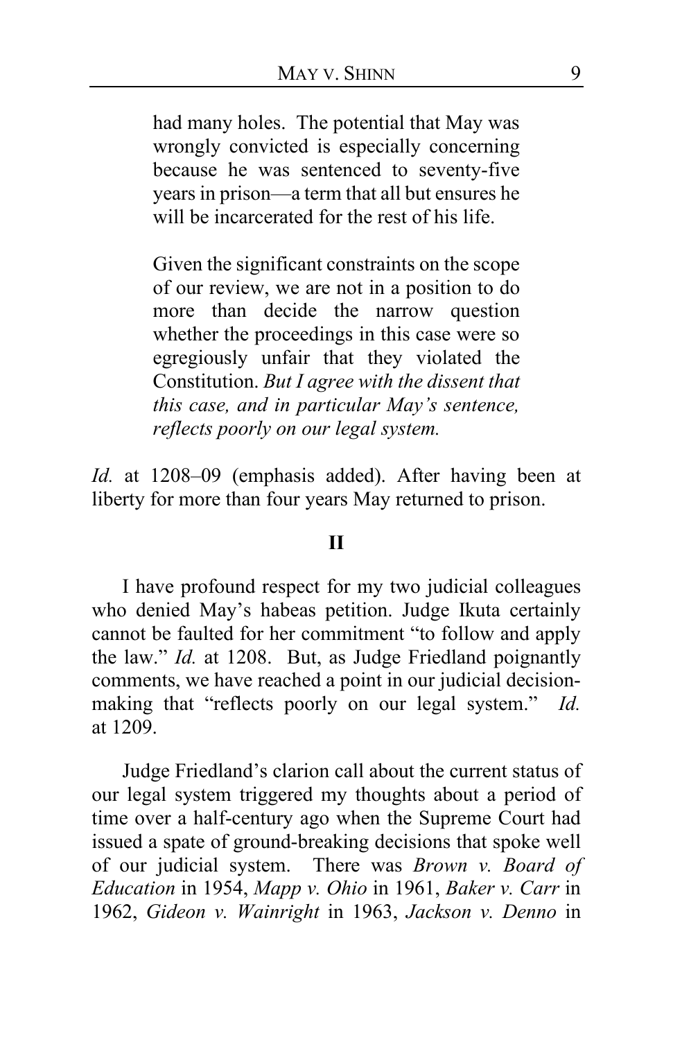> had many holes. The potential that May was wrongly convicted is especially concerning because he was sentenced to seventy-five years in prison—a term that all but ensures he will be incarcerated for the rest of his life.
>
> Given the significant constraints on the scope of our review, we are not in a position to do more than decide the narrow question whether the proceedings in this case were so egregiously unfair that they violated the Constitution. *But I agree with the dissent that this case, and in particular May's sentence, reflects poorly on our legal system.*

*Id.* at 1208–09 (emphasis added). After having been at liberty for more than four years May returned to prison.

## II

I have profound respect for my two judicial colleagues who denied May's habeas petition. Judge Ikuta certainly cannot be faulted for her commitment "to follow and apply the law." *Id.* at 1208. But, as Judge Friedland poignantly comments, we have reached a point in our judicial decision-making that "reflects poorly on our legal system." *Id.* at 1209.

Judge Friedland's clarion call about the current status of our legal system triggered my thoughts about a period of time over a half-century ago when the Supreme Court had issued a spate of ground-breaking decisions that spoke well of our judicial system. There was *Brown v. Board of Education* in 1954, *Mapp v. Ohio* in 1961, *Baker v. Carr* in 1962, *Gideon v. Wainright* in 1963, *Jackson v. Denno* in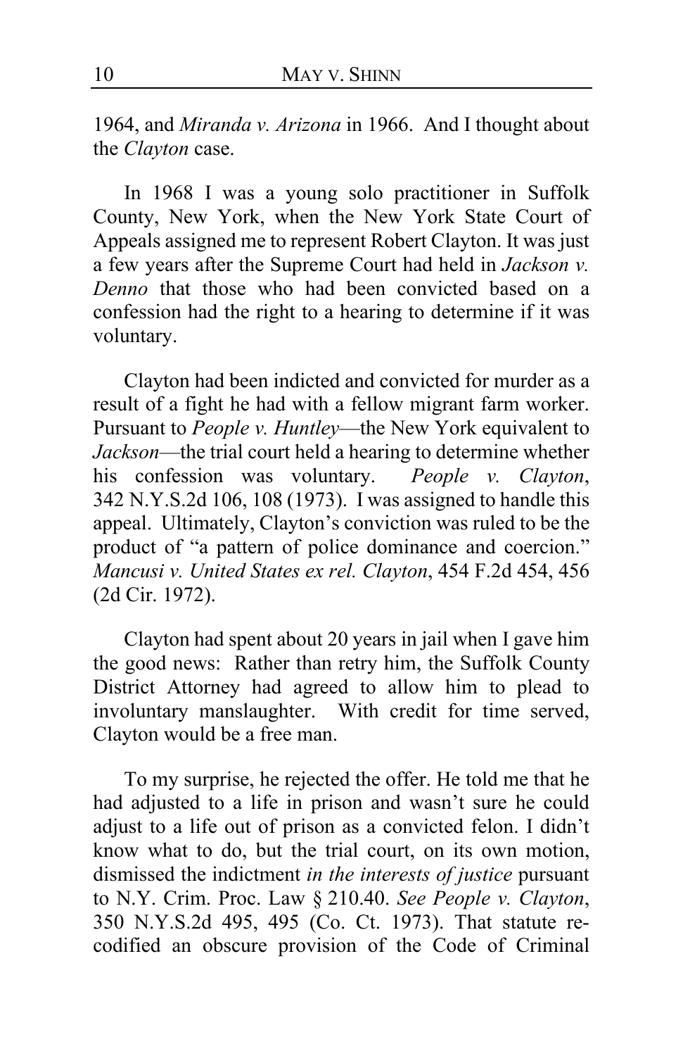1964, and *Miranda v. Arizona* in 1966. And I thought about the *Clayton* case.

In 1968 I was a young solo practitioner in Suffolk County, New York, when the New York State Court of Appeals assigned me to represent Robert Clayton. It was just a few years after the Supreme Court had held in *Jackson v. Denno* that those who had been convicted based on a confession had the right to a hearing to determine if it was voluntary.

Clayton had been indicted and convicted for murder as a result of a fight he had with a fellow migrant farm worker. Pursuant to *People v. Huntley*—the New York equivalent to *Jackson*—the trial court held a hearing to determine whether his confession was voluntary. *People v. Clayton*, 342 N.Y.S.2d 106, 108 (1973). I was assigned to handle this appeal. Ultimately, Clayton's conviction was ruled to be the product of "a pattern of police dominance and coercion." *Mancusi v. United States ex rel. Clayton*, 454 F.2d 454, 456 (2d Cir. 1972).

Clayton had spent about 20 years in jail when I gave him the good news: Rather than retry him, the Suffolk County District Attorney had agreed to allow him to plead to involuntary manslaughter. With credit for time served, Clayton would be a free man.

To my surprise, he rejected the offer. He told me that he had adjusted to a life in prison and wasn't sure he could adjust to a life out of prison as a convicted felon. I didn't know what to do, but the trial court, on its own motion, dismissed the indictment *in the interests of justice* pursuant to N.Y. Crim. Proc. Law § 210.40. *See People v. Clayton*, 350 N.Y.S.2d 495, 495 (Co. Ct. 1973). That statute re-codified an obscure provision of the Code of Criminal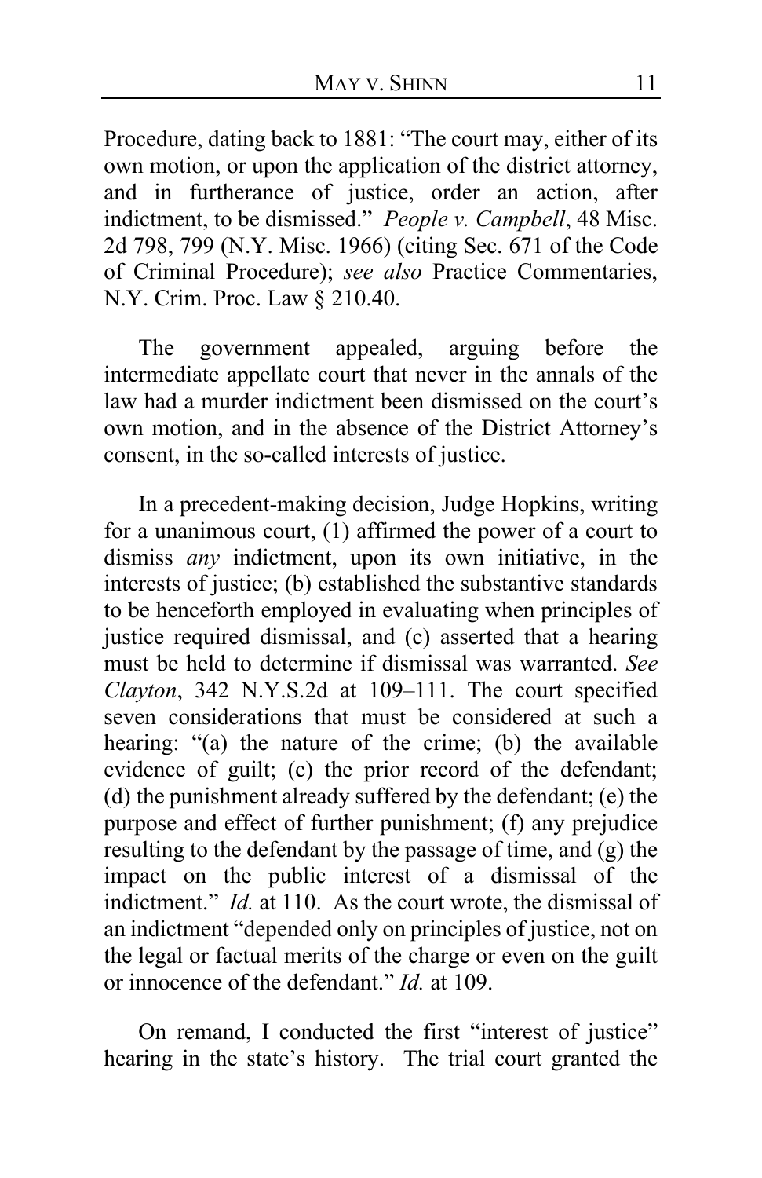Procedure, dating back to 1881: "The court may, either of its own motion, or upon the application of the district attorney, and in furtherance of justice, order an action, after indictment, to be dismissed." *People v. Campbell*, 48 Misc. 2d 798, 799 (N.Y. Misc. 1966) (citing Sec. 671 of the Code of Criminal Procedure); *see also* Practice Commentaries, N.Y. Crim. Proc. Law § 210.40.

The government appealed, arguing before the intermediate appellate court that never in the annals of the law had a murder indictment been dismissed on the court's own motion, and in the absence of the District Attorney's consent, in the so-called interests of justice.

In a precedent-making decision, Judge Hopkins, writing for a unanimous court, (1) affirmed the power of a court to dismiss *any* indictment, upon its own initiative, in the interests of justice; (b) established the substantive standards to be henceforth employed in evaluating when principles of justice required dismissal, and (c) asserted that a hearing must be held to determine if dismissal was warranted. *See Clayton*, 342 N.Y.S.2d at 109–111. The court specified seven considerations that must be considered at such a hearing: "(a) the nature of the crime; (b) the available evidence of guilt; (c) the prior record of the defendant; (d) the punishment already suffered by the defendant; (e) the purpose and effect of further punishment; (f) any prejudice resulting to the defendant by the passage of time, and (g) the impact on the public interest of a dismissal of the indictment." *Id.* at 110. As the court wrote, the dismissal of an indictment "depended only on principles of justice, not on the legal or factual merits of the charge or even on the guilt or innocence of the defendant." *Id.* at 109.

On remand, I conducted the first "interest of justice" hearing in the state's history. The trial court granted the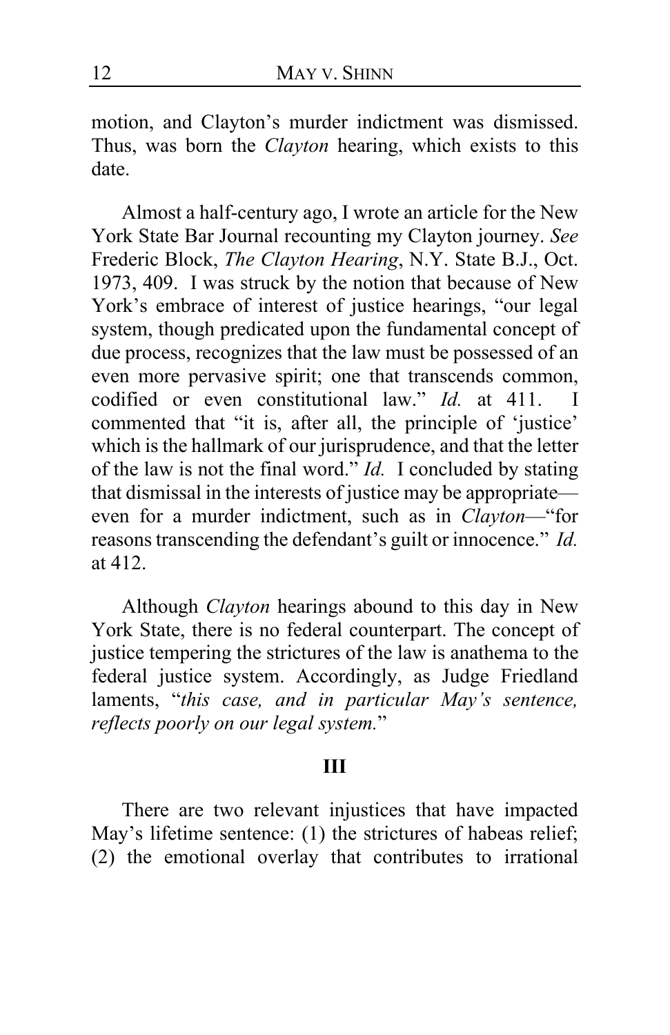motion, and Clayton's murder indictment was dismissed. Thus, was born the *Clayton* hearing, which exists to this date.

Almost a half-century ago, I wrote an article for the New York State Bar Journal recounting my Clayton journey. *See* Frederic Block, *The Clayton Hearing*, N.Y. State B.J., Oct. 1973, 409. I was struck by the notion that because of New York's embrace of interest of justice hearings, "our legal system, though predicated upon the fundamental concept of due process, recognizes that the law must be possessed of an even more pervasive spirit; one that transcends common, codified or even constitutional law." *Id.* at 411. I commented that "it is, after all, the principle of 'justice' which is the hallmark of our jurisprudence, and that the letter of the law is not the final word." *Id.* I concluded by stating that dismissal in the interests of justice may be appropriate—even for a murder indictment, such as in *Clayton*—"for reasons transcending the defendant's guilt or innocence." *Id.* at 412.

Although *Clayton* hearings abound to this day in New York State, there is no federal counterpart. The concept of justice tempering the strictures of the law is anathema to the federal justice system. Accordingly, as Judge Friedland laments, "*this case, and in particular May's sentence, reflects poorly on our legal system.*"

## III

There are two relevant injustices that have impacted May's lifetime sentence: (1) the strictures of habeas relief; (2) the emotional overlay that contributes to irrational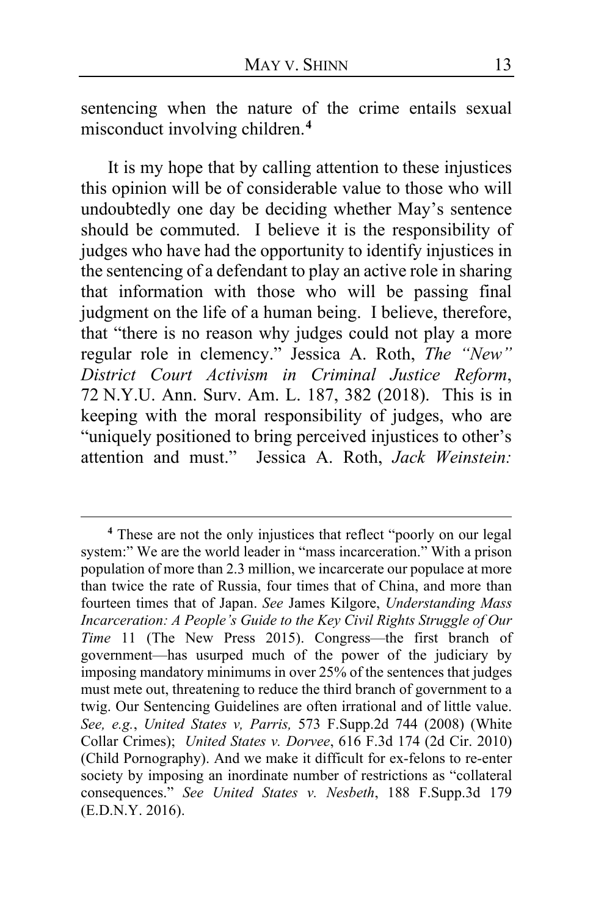sentencing when the nature of the crime entails sexual misconduct involving children.[4]

It is my hope that by calling attention to these injustices this opinion will be of considerable value to those who will undoubtedly one day be deciding whether May's sentence should be commuted. I believe it is the responsibility of judges who have had the opportunity to identify injustices in the sentencing of a defendant to play an active role in sharing that information with those who will be passing final judgment on the life of a human being. I believe, therefore, that "there is no reason why judges could not play a more regular role in clemency." Jessica A. Roth, *The "New" District Court Activism in Criminal Justice Reform*, 72 N.Y.U. Ann. Surv. Am. L. 187, 382 (2018). This is in keeping with the moral responsibility of judges, who are "uniquely positioned to bring perceived injustices to other's attention and must." Jessica A. Roth, *Jack Weinstein:*

---

[4] These are not the only injustices that reflect "poorly on our legal system:" We are the world leader in "mass incarceration." With a prison population of more than 2.3 million, we incarcerate our populace at more than twice the rate of Russia, four times that of China, and more than fourteen times that of Japan. *See* James Kilgore, *Understanding Mass Incarceration: A People's Guide to the Key Civil Rights Struggle of Our Time* 11 (The New Press 2015). Congress—the first branch of government—has usurped much of the power of the judiciary by imposing mandatory minimums in over 25% of the sentences that judges must mete out, threatening to reduce the third branch of government to a twig. Our Sentencing Guidelines are often irrational and of little value. *See, e.g.*, *United States v, Parris,* 573 F.Supp.2d 744 (2008) (White Collar Crimes); *United States v. Dorvee*, 616 F.3d 174 (2d Cir. 2010) (Child Pornography). And we make it difficult for ex-felons to re-enter society by imposing an inordinate number of restrictions as "collateral consequences." *See United States v. Nesbeth*, 188 F.Supp.3d 179 (E.D.N.Y. 2016).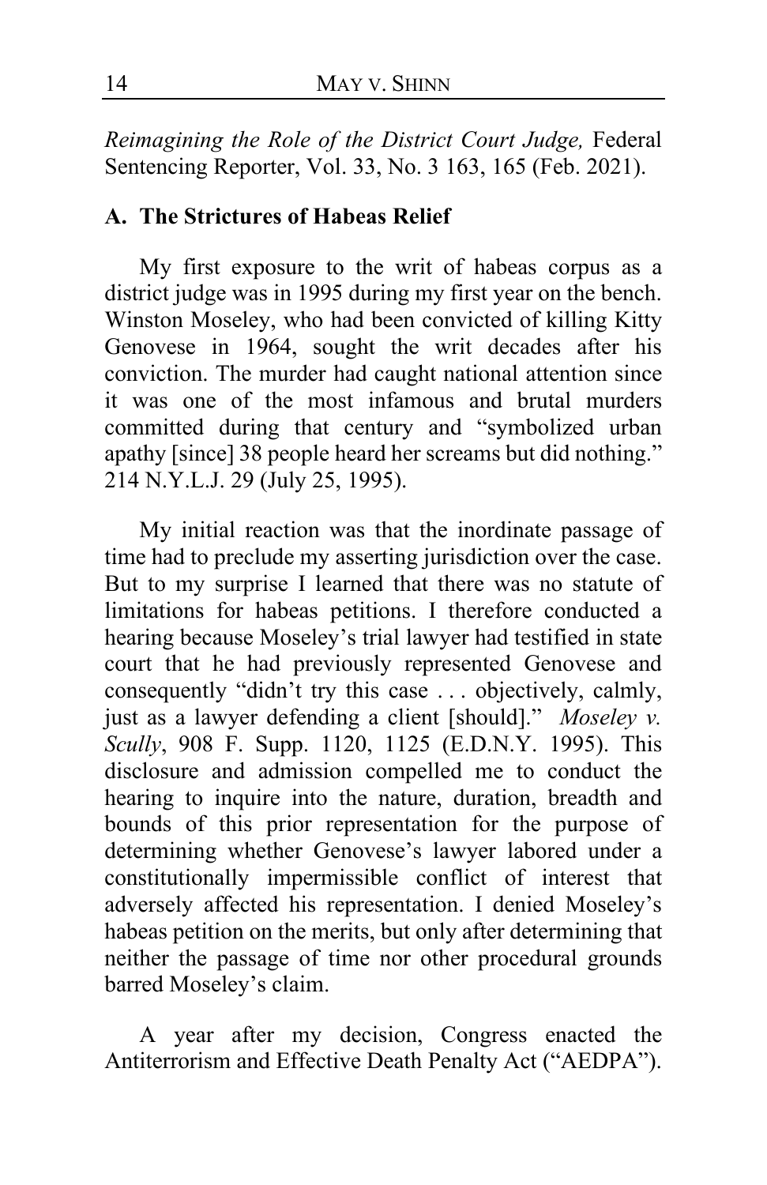*Reimagining the Role of the District Court Judge,* Federal Sentencing Reporter, Vol. 33, No. 3 163, 165 (Feb. 2021).

**A. The Strictures of Habeas Relief**

My first exposure to the writ of habeas corpus as a district judge was in 1995 during my first year on the bench. Winston Moseley, who had been convicted of killing Kitty Genovese in 1964, sought the writ decades after his conviction. The murder had caught national attention since it was one of the most infamous and brutal murders committed during that century and "symbolized urban apathy [since] 38 people heard her screams but did nothing." 214 N.Y.L.J. 29 (July 25, 1995).

My initial reaction was that the inordinate passage of time had to preclude my asserting jurisdiction over the case. But to my surprise I learned that there was no statute of limitations for habeas petitions. I therefore conducted a hearing because Moseley's trial lawyer had testified in state court that he had previously represented Genovese and consequently "didn't try this case . . . objectively, calmly, just as a lawyer defending a client [should]." *Moseley v. Scully*, 908 F. Supp. 1120, 1125 (E.D.N.Y. 1995). This disclosure and admission compelled me to conduct the hearing to inquire into the nature, duration, breadth and bounds of this prior representation for the purpose of determining whether Genovese's lawyer labored under a constitutionally impermissible conflict of interest that adversely affected his representation. I denied Moseley's habeas petition on the merits, but only after determining that neither the passage of time nor other procedural grounds barred Moseley's claim.

A year after my decision, Congress enacted the Antiterrorism and Effective Death Penalty Act ("AEDPA").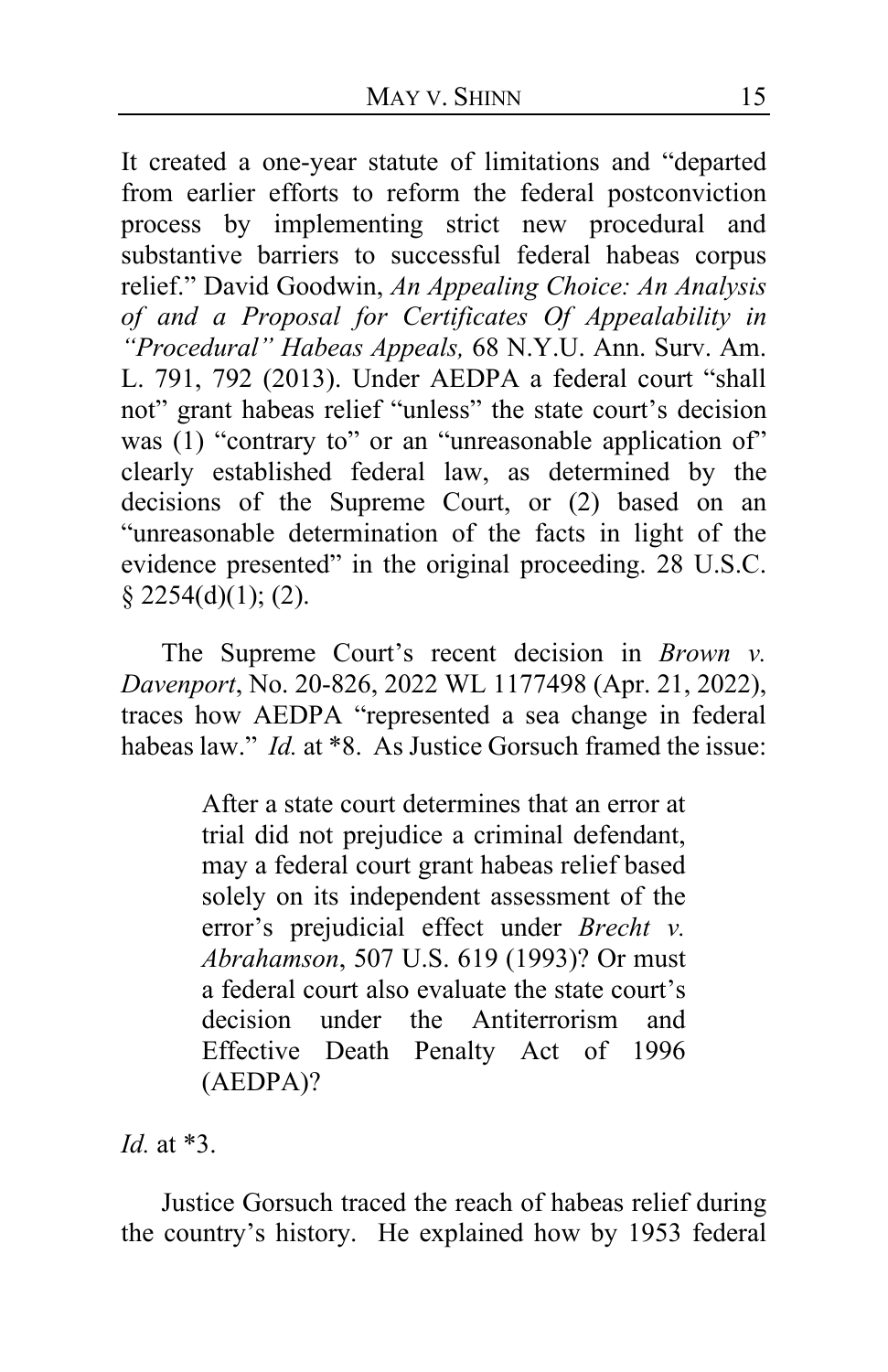It created a one-year statute of limitations and "departed from earlier efforts to reform the federal postconviction process by implementing strict new procedural and substantive barriers to successful federal habeas corpus relief." David Goodwin, *An Appealing Choice: An Analysis of and a Proposal for Certificates Of Appealability in "Procedural" Habeas Appeals,* 68 N.Y.U. Ann. Surv. Am. L. 791, 792 (2013). Under AEDPA a federal court "shall not" grant habeas relief "unless" the state court's decision was (1) "contrary to" or an "unreasonable application of" clearly established federal law, as determined by the decisions of the Supreme Court, or (2) based on an "unreasonable determination of the facts in light of the evidence presented" in the original proceeding. 28 U.S.C. § 2254(d)(1); (2).

The Supreme Court's recent decision in *Brown v. Davenport*, No. 20-826, 2022 WL 1177498 (Apr. 21, 2022), traces how AEDPA "represented a sea change in federal habeas law." *Id.* at *8. As Justice Gorsuch framed the issue:

> After a state court determines that an error at trial did not prejudice a criminal defendant, may a federal court grant habeas relief based solely on its independent assessment of the error's prejudicial effect under *Brecht v. Abrahamson*, 507 U.S. 619 (1993)? Or must a federal court also evaluate the state court's decision under the Antiterrorism and Effective Death Penalty Act of 1996 (AEDPA)?

*Id.* at *3.

Justice Gorsuch traced the reach of habeas relief during the country's history. He explained how by 1953 federal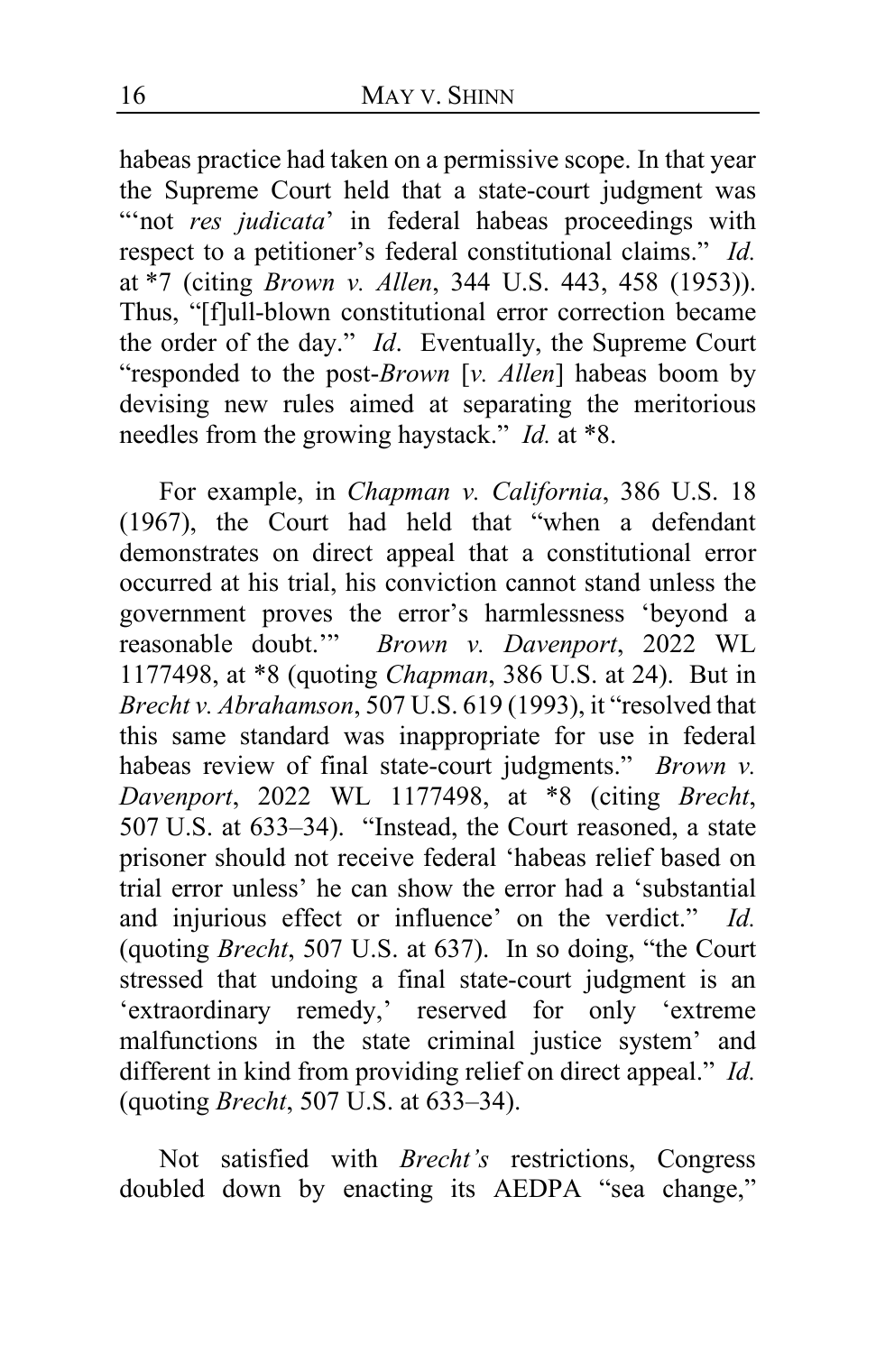habeas practice had taken on a permissive scope. In that year the Supreme Court held that a state-court judgment was "'not *res judicata*' in federal habeas proceedings with respect to a petitioner's federal constitutional claims." *Id.* at *7 (citing *Brown v. Allen*, 344 U.S. 443, 458 (1953)). Thus, "[f]ull-blown constitutional error correction became the order of the day." *Id*. Eventually, the Supreme Court "responded to the post-*Brown* [*v. Allen*] habeas boom by devising new rules aimed at separating the meritorious needles from the growing haystack." *Id.* at *8.

For example, in *Chapman v. California*, 386 U.S. 18 (1967), the Court had held that "when a defendant demonstrates on direct appeal that a constitutional error occurred at his trial, his conviction cannot stand unless the government proves the error's harmlessness 'beyond a reasonable doubt.'" *Brown v. Davenport*, 2022 WL 1177498, at *8 (quoting *Chapman*, 386 U.S. at 24). But in *Brecht v. Abrahamson*, 507 U.S. 619 (1993), it "resolved that this same standard was inappropriate for use in federal habeas review of final state-court judgments." *Brown v. Davenport*, 2022 WL 1177498, at *8 (citing *Brecht*, 507 U.S. at 633–34). "Instead, the Court reasoned, a state prisoner should not receive federal 'habeas relief based on trial error unless' he can show the error had a 'substantial and injurious effect or influence' on the verdict." *Id.* (quoting *Brecht*, 507 U.S. at 637). In so doing, "the Court stressed that undoing a final state-court judgment is an 'extraordinary remedy,' reserved for only 'extreme malfunctions in the state criminal justice system' and different in kind from providing relief on direct appeal." *Id.* (quoting *Brecht*, 507 U.S. at 633–34).

Not satisfied with *Brecht's* restrictions, Congress doubled down by enacting its AEDPA "sea change,"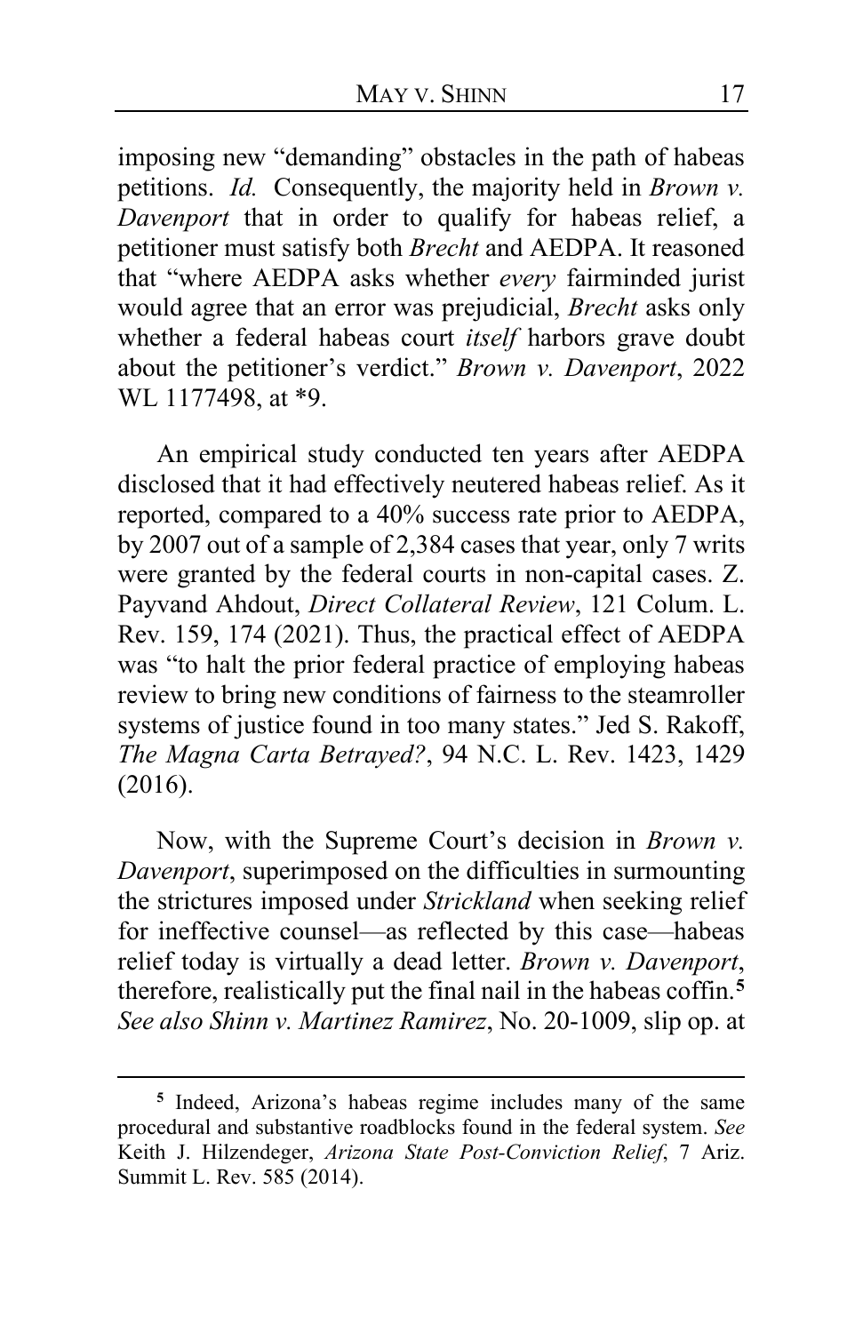imposing new "demanding" obstacles in the path of habeas petitions. *Id.* Consequently, the majority held in *Brown v. Davenport* that in order to qualify for habeas relief, a petitioner must satisfy both *Brecht* and AEDPA. It reasoned that "where AEDPA asks whether *every* fairminded jurist would agree that an error was prejudicial, *Brecht* asks only whether a federal habeas court *itself* harbors grave doubt about the petitioner's verdict." *Brown v. Davenport*, 2022 WL 1177498, at *9.

An empirical study conducted ten years after AEDPA disclosed that it had effectively neutered habeas relief. As it reported, compared to a 40% success rate prior to AEDPA, by 2007 out of a sample of 2,384 cases that year, only 7 writs were granted by the federal courts in non-capital cases. Z. Payvand Ahdout, *Direct Collateral Review*, 121 Colum. L. Rev. 159, 174 (2021). Thus, the practical effect of AEDPA was "to halt the prior federal practice of employing habeas review to bring new conditions of fairness to the steamroller systems of justice found in too many states." Jed S. Rakoff, *The Magna Carta Betrayed?*, 94 N.C. L. Rev. 1423, 1429 (2016).

Now, with the Supreme Court's decision in *Brown v. Davenport*, superimposed on the difficulties in surmounting the strictures imposed under *Strickland* when seeking relief for ineffective counsel—as reflected by this case—habeas relief today is virtually a dead letter. *Brown v. Davenport*, therefore, realistically put the final nail in the habeas coffin.[5] *See also Shinn v. Martinez Ramirez*, No. 20-1009, slip op. at

---

[5] Indeed, Arizona's habeas regime includes many of the same procedural and substantive roadblocks found in the federal system. *See* Keith J. Hilzendeger, *Arizona State Post-Conviction Relief*, 7 Ariz. Summit L. Rev. 585 (2014).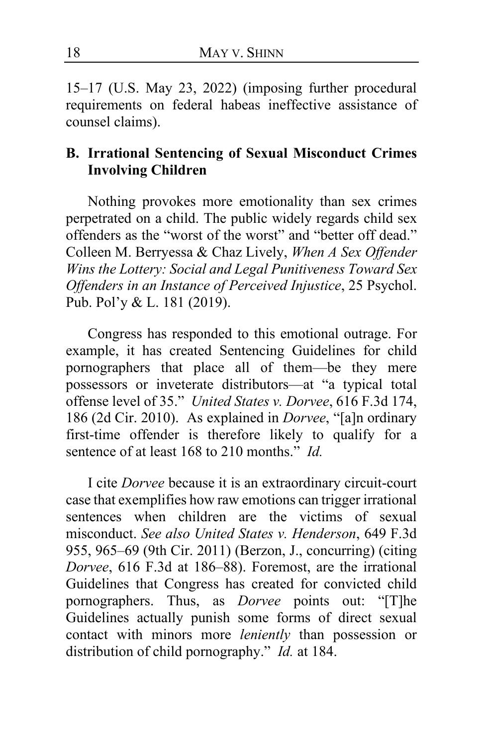15–17 (U.S. May 23, 2022) (imposing further procedural requirements on federal habeas ineffective assistance of counsel claims).

### B. Irrational Sentencing of Sexual Misconduct Crimes Involving Children

Nothing provokes more emotionality than sex crimes perpetrated on a child. The public widely regards child sex offenders as the "worst of the worst" and "better off dead." Colleen M. Berryessa & Chaz Lively, *When A Sex Offender Wins the Lottery: Social and Legal Punitiveness Toward Sex Offenders in an Instance of Perceived Injustice*, 25 Psychol. Pub. Pol'y & L. 181 (2019).

Congress has responded to this emotional outrage. For example, it has created Sentencing Guidelines for child pornographers that place all of them—be they mere possessors or inveterate distributors—at "a typical total offense level of 35." *United States v. Dorvee*, 616 F.3d 174, 186 (2d Cir. 2010). As explained in *Dorvee*, "[a]n ordinary first-time offender is therefore likely to qualify for a sentence of at least 168 to 210 months." *Id.*

I cite *Dorvee* because it is an extraordinary circuit-court case that exemplifies how raw emotions can trigger irrational sentences when children are the victims of sexual misconduct. *See also United States v. Henderson*, 649 F.3d 955, 965–69 (9th Cir. 2011) (Berzon, J., concurring) (citing *Dorvee*, 616 F.3d at 186–88). Foremost, are the irrational Guidelines that Congress has created for convicted child pornographers. Thus, as *Dorvee* points out: "[T]he Guidelines actually punish some forms of direct sexual contact with minors more *leniently* than possession or distribution of child pornography." *Id.* at 184.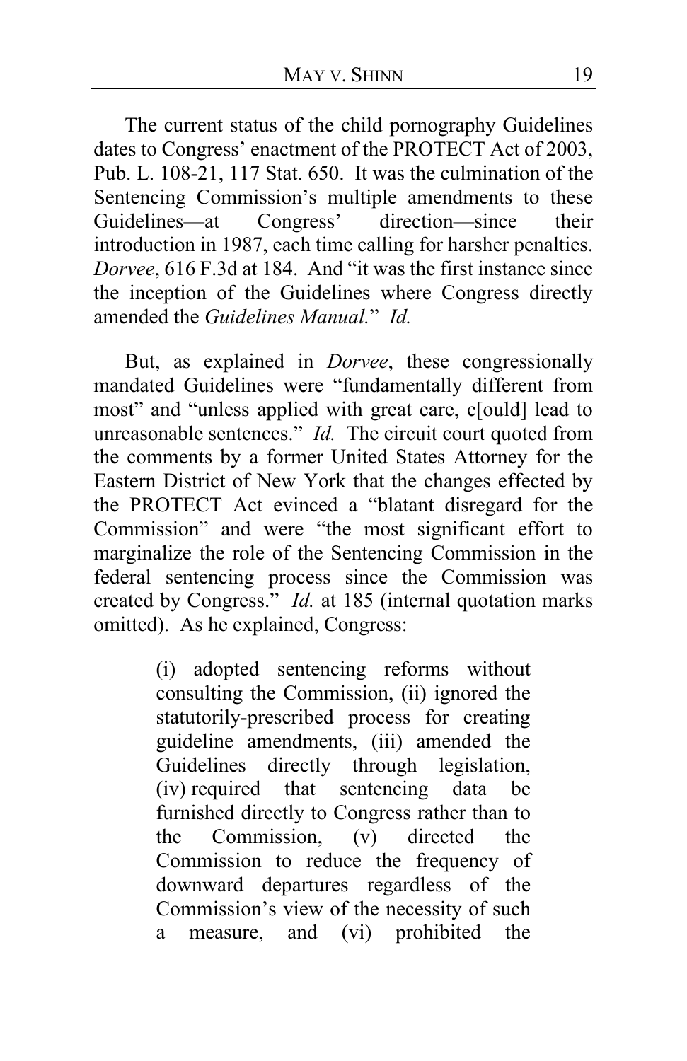The current status of the child pornography Guidelines dates to Congress' enactment of the PROTECT Act of 2003, Pub. L. 108-21, 117 Stat. 650. It was the culmination of the Sentencing Commission's multiple amendments to these Guidelines—at Congress' direction—since their introduction in 1987, each time calling for harsher penalties. *Dorvee*, 616 F.3d at 184. And "it was the first instance since the inception of the Guidelines where Congress directly amended the *Guidelines Manual*." *Id.*

But, as explained in *Dorvee*, these congressionally mandated Guidelines were "fundamentally different from most" and "unless applied with great care, c[ould] lead to unreasonable sentences." *Id.* The circuit court quoted from the comments by a former United States Attorney for the Eastern District of New York that the changes effected by the PROTECT Act evinced a "blatant disregard for the Commission" and were "the most significant effort to marginalize the role of the Sentencing Commission in the federal sentencing process since the Commission was created by Congress." *Id.* at 185 (internal quotation marks omitted). As he explained, Congress:

> (i) adopted sentencing reforms without consulting the Commission, (ii) ignored the statutorily-prescribed process for creating guideline amendments, (iii) amended the Guidelines directly through legislation, (iv) required that sentencing data be furnished directly to Congress rather than to the Commission, (v) directed the Commission to reduce the frequency of downward departures regardless of the Commission's view of the necessity of such a measure, and (vi) prohibited the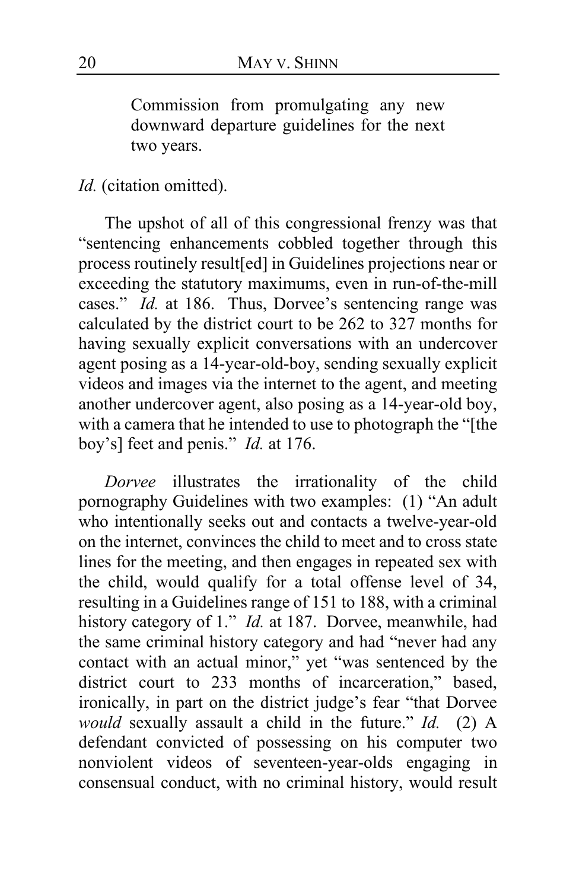> Commission from promulgating any new downward departure guidelines for the next two years.

*Id.* (citation omitted).

The upshot of all of this congressional frenzy was that "sentencing enhancements cobbled together through this process routinely result[ed] in Guidelines projections near or exceeding the statutory maximums, even in run-of-the-mill cases." *Id.* at 186. Thus, Dorvee's sentencing range was calculated by the district court to be 262 to 327 months for having sexually explicit conversations with an undercover agent posing as a 14-year-old-boy, sending sexually explicit videos and images via the internet to the agent, and meeting another undercover agent, also posing as a 14-year-old boy, with a camera that he intended to use to photograph the "[the boy's] feet and penis." *Id.* at 176.

*Dorvee* illustrates the irrationality of the child pornography Guidelines with two examples: (1) "An adult who intentionally seeks out and contacts a twelve-year-old on the internet, convinces the child to meet and to cross state lines for the meeting, and then engages in repeated sex with the child, would qualify for a total offense level of 34, resulting in a Guidelines range of 151 to 188, with a criminal history category of 1." *Id.* at 187. Dorvee, meanwhile, had the same criminal history category and had "never had any contact with an actual minor," yet "was sentenced by the district court to 233 months of incarceration," based, ironically, in part on the district judge's fear "that Dorvee *would* sexually assault a child in the future." *Id.* (2) A defendant convicted of possessing on his computer two nonviolent videos of seventeen-year-olds engaging in consensual conduct, with no criminal history, would result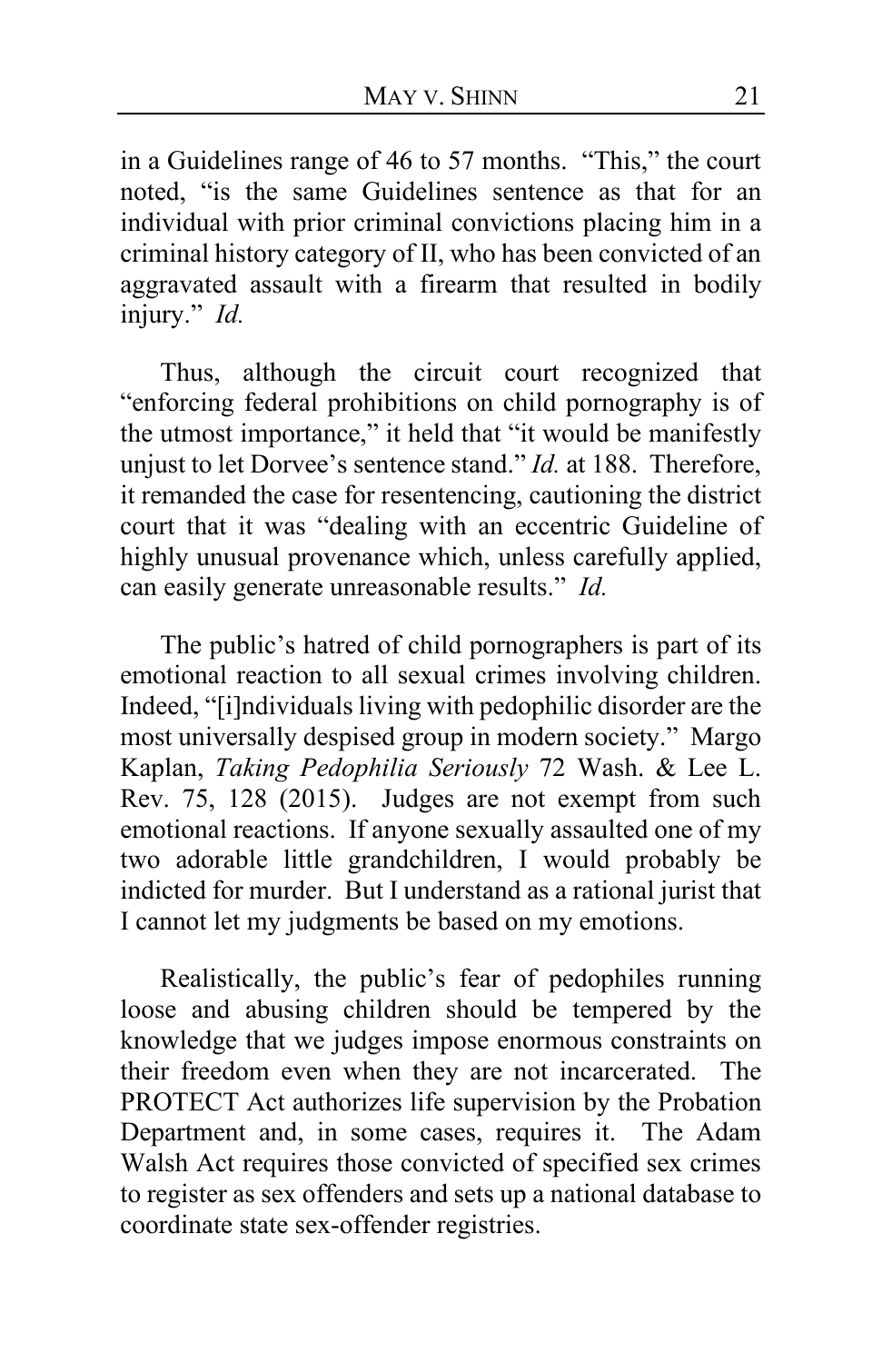in a Guidelines range of 46 to 57 months. "This," the court noted, "is the same Guidelines sentence as that for an individual with prior criminal convictions placing him in a criminal history category of II, who has been convicted of an aggravated assault with a firearm that resulted in bodily injury." *Id.*

Thus, although the circuit court recognized that "enforcing federal prohibitions on child pornography is of the utmost importance," it held that "it would be manifestly unjust to let Dorvee's sentence stand." *Id.* at 188. Therefore, it remanded the case for resentencing, cautioning the district court that it was "dealing with an eccentric Guideline of highly unusual provenance which, unless carefully applied, can easily generate unreasonable results." *Id.*

The public's hatred of child pornographers is part of its emotional reaction to all sexual crimes involving children. Indeed, "[i]ndividuals living with pedophilic disorder are the most universally despised group in modern society." Margo Kaplan, *Taking Pedophilia Seriously* 72 Wash. & Lee L. Rev. 75, 128 (2015). Judges are not exempt from such emotional reactions. If anyone sexually assaulted one of my two adorable little grandchildren, I would probably be indicted for murder. But I understand as a rational jurist that I cannot let my judgments be based on my emotions.

Realistically, the public's fear of pedophiles running loose and abusing children should be tempered by the knowledge that we judges impose enormous constraints on their freedom even when they are not incarcerated. The PROTECT Act authorizes life supervision by the Probation Department and, in some cases, requires it. The Adam Walsh Act requires those convicted of specified sex crimes to register as sex offenders and sets up a national database to coordinate state sex-offender registries.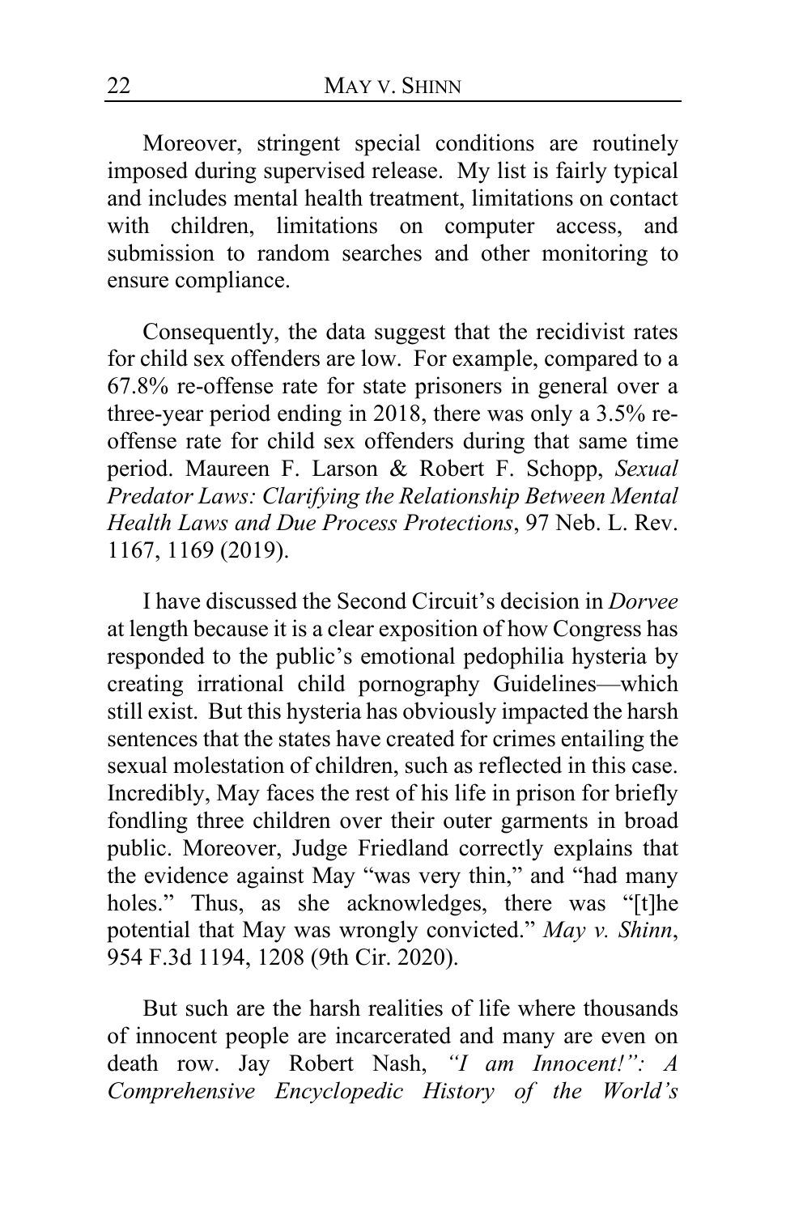Moreover, stringent special conditions are routinely imposed during supervised release. My list is fairly typical and includes mental health treatment, limitations on contact with children, limitations on computer access, and submission to random searches and other monitoring to ensure compliance.

Consequently, the data suggest that the recidivist rates for child sex offenders are low. For example, compared to a 67.8% re-offense rate for state prisoners in general over a three-year period ending in 2018, there was only a 3.5% re-offense rate for child sex offenders during that same time period. Maureen F. Larson & Robert F. Schopp, *Sexual Predator Laws: Clarifying the Relationship Between Mental Health Laws and Due Process Protections*, 97 Neb. L. Rev. 1167, 1169 (2019).

I have discussed the Second Circuit's decision in *Dorvee* at length because it is a clear exposition of how Congress has responded to the public's emotional pedophilia hysteria by creating irrational child pornography Guidelines—which still exist. But this hysteria has obviously impacted the harsh sentences that the states have created for crimes entailing the sexual molestation of children, such as reflected in this case. Incredibly, May faces the rest of his life in prison for briefly fondling three children over their outer garments in broad public. Moreover, Judge Friedland correctly explains that the evidence against May "was very thin," and "had many holes." Thus, as she acknowledges, there was "[t]he potential that May was wrongly convicted." *May v. Shinn*, 954 F.3d 1194, 1208 (9th Cir. 2020).

But such are the harsh realities of life where thousands of innocent people are incarcerated and many are even on death row. Jay Robert Nash, *"I am Innocent!": A Comprehensive Encyclopedic History of the World's*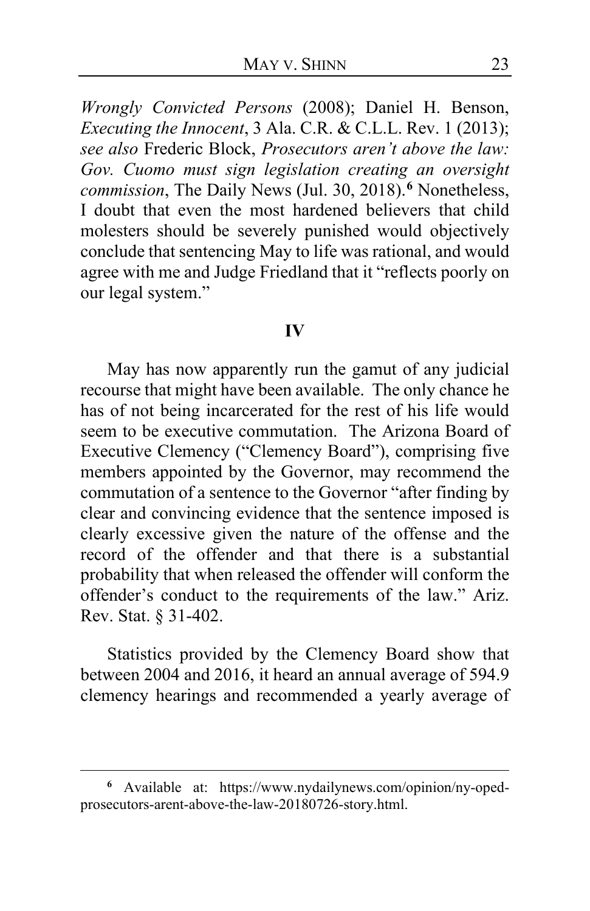*Wrongly Convicted Persons* (2008); Daniel H. Benson, *Executing the Innocent*, 3 Ala. C.R. & C.L.L. Rev. 1 (2013); *see also* Frederic Block, *Prosecutors aren't above the law: Gov. Cuomo must sign legislation creating an oversight commission*, The Daily News (Jul. 30, 2018).[6] Nonetheless, I doubt that even the most hardened believers that child molesters should be severely punished would objectively conclude that sentencing May to life was rational, and would agree with me and Judge Friedland that it "reflects poorly on our legal system."

## IV

May has now apparently run the gamut of any judicial recourse that might have been available. The only chance he has of not being incarcerated for the rest of his life would seem to be executive commutation. The Arizona Board of Executive Clemency ("Clemency Board"), comprising five members appointed by the Governor, may recommend the commutation of a sentence to the Governor "after finding by clear and convincing evidence that the sentence imposed is clearly excessive given the nature of the offense and the record of the offender and that there is a substantial probability that when released the offender will conform the offender's conduct to the requirements of the law." Ariz. Rev. Stat. § 31-402.

Statistics provided by the Clemency Board show that between 2004 and 2016, it heard an annual average of 594.9 clemency hearings and recommended a yearly average of

---

[6] Available at: https://www.nydailynews.com/opinion/ny-oped-prosecutors-arent-above-the-law-20180726-story.html.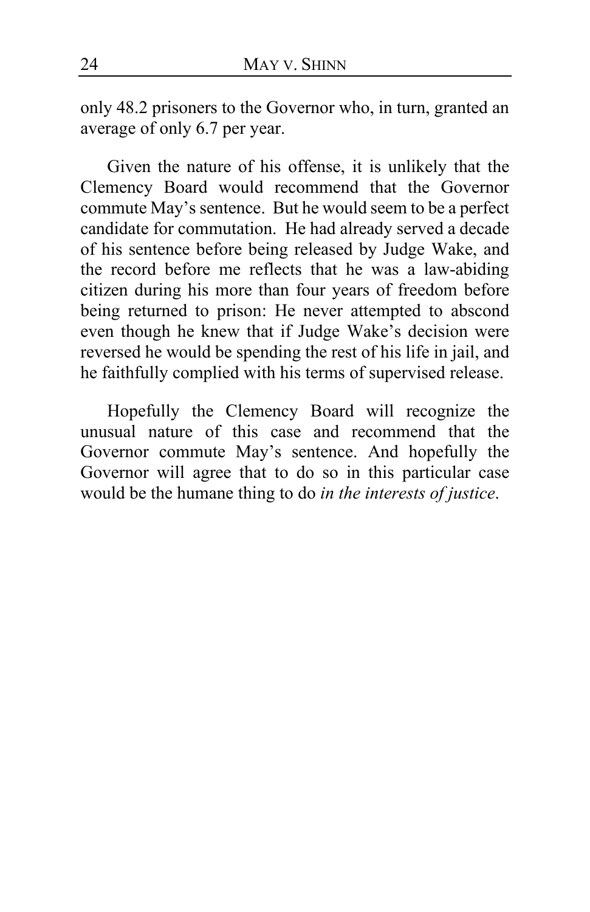only 48.2 prisoners to the Governor who, in turn, granted an average of only 6.7 per year.

Given the nature of his offense, it is unlikely that the Clemency Board would recommend that the Governor commute May's sentence. But he would seem to be a perfect candidate for commutation. He had already served a decade of his sentence before being released by Judge Wake, and the record before me reflects that he was a law-abiding citizen during his more than four years of freedom before being returned to prison: He never attempted to abscond even though he knew that if Judge Wake's decision were reversed he would be spending the rest of his life in jail, and he faithfully complied with his terms of supervised release.

Hopefully the Clemency Board will recognize the unusual nature of this case and recommend that the Governor commute May's sentence. And hopefully the Governor will agree that to do so in this particular case would be the humane thing to do *in the interests of justice*.